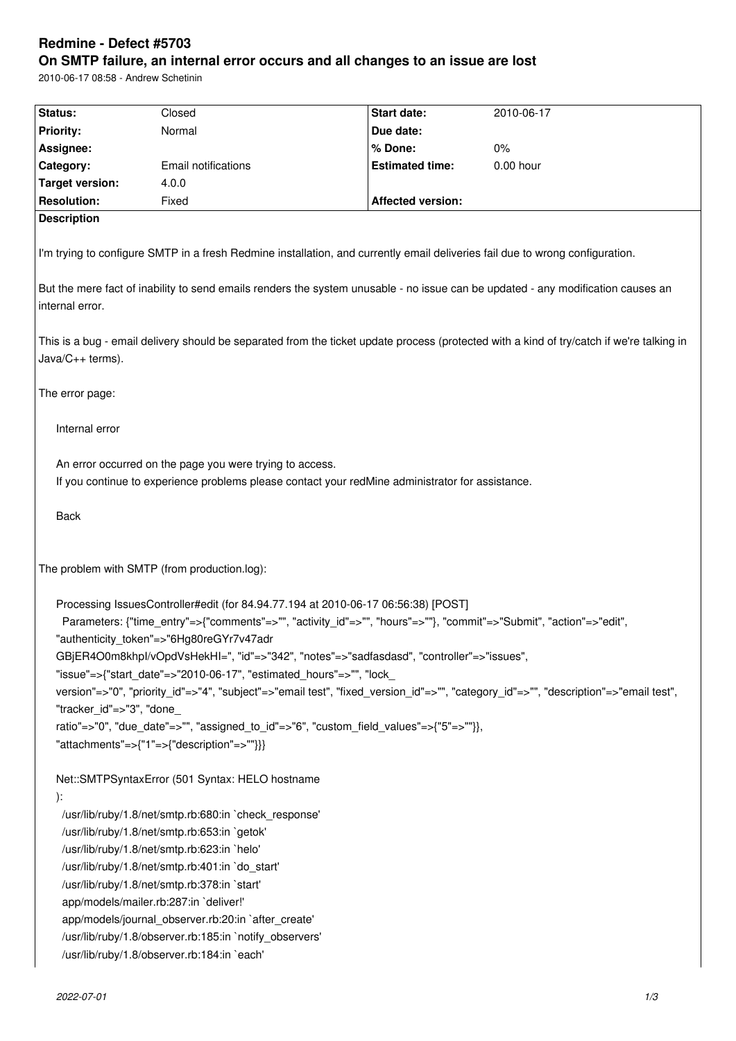# Redmine - Defect #5703

## On SMTP failure, an internal error occurs and all changes to an issue are lost

2010-06-17 08:58 - Andrew Schetinin

| Status: | Closed | Start date: | 2010-06-17 |
|---|---|---|---|
| Priority: | Normal | Due date: | |
| Assignee: | | % Done: | 0% |
| Category: | Email notifications | Estimated time: | 0.00 hour |
| Target version: | 4.0.0 | | |
| Resolution: | Fixed | Affected version: | |

**Description**

I'm trying to configure SMTP in a fresh Redmine installation, and currently email deliveries fail due to wrong configuration.

But the mere fact of inability to send emails renders the system unusable - no issue can be updated - any modification causes an internal error.

This is a bug - email delivery should be separated from the ticket update process (protected with a kind of try/catch if we're talking in Java/C++ terms).

The error page:

```
Internal error

An error occurred on the page you were trying to access.
If you continue to experience problems please contact your redMine administrator for assistance.

Back
```

The problem with SMTP (from production.log):

```
Processing IssuesController#edit (for 84.94.77.194 at 2010-06-17 06:56:38) [POST]
  Parameters: {"time_entry"=>{"comments"=>"", "activity_id"=>"", "hours"=>""}, "commit"=>"Submit", "action"=>"edit",
"authenticity_token"=>"6Hg80reGYr7v47adr
GBjER4O0m8khpI/vOpdVsHekHI=", "id"=>"342", "notes"=>"sadfasdasd", "controller"=>"issues",
"issue"=>{"start_date"=>"2010-06-17", "estimated_hours"=>"", "lock_
version"=>"0", "priority_id"=>"4", "subject"=>"email test", "fixed_version_id"=>"", "category_id"=>"", "description"=>"email test",
"tracker_id"=>"3", "done_
ratio"=>"0", "due_date"=>"", "assigned_to_id"=>"6", "custom_field_values"=>{"5"=>""}},
"attachments"=>{"1"=>{"description"=>""}}}

Net::SMTPSyntaxError (501 Syntax: HELO hostname
):
  /usr/lib/ruby/1.8/net/smtp.rb:680:in `check_response'
  /usr/lib/ruby/1.8/net/smtp.rb:653:in `getok'
  /usr/lib/ruby/1.8/net/smtp.rb:623:in `helo'
  /usr/lib/ruby/1.8/net/smtp.rb:401:in `do_start'
  /usr/lib/ruby/1.8/net/smtp.rb:378:in `start'
  app/models/mailer.rb:287:in `deliver!'
  app/models/journal_observer.rb:20:in `after_create'
  /usr/lib/ruby/1.8/observer.rb:185:in `notify_observers'
  /usr/lib/ruby/1.8/observer.rb:184:in `each'
```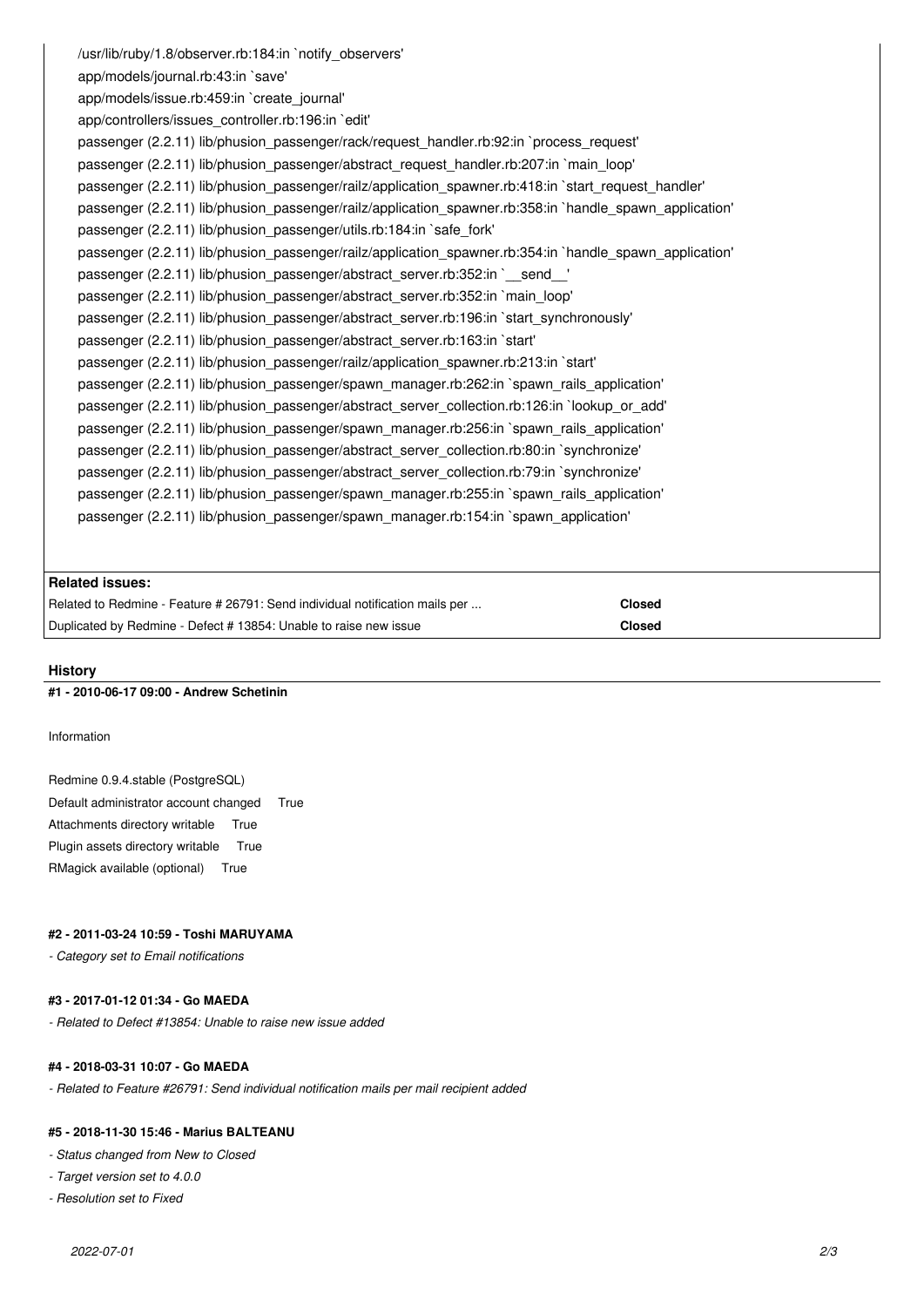```
/usr/lib/ruby/1.8/observer.rb:184:in `notify_observers'
app/models/journal.rb:43:in `save'
app/models/issue.rb:459:in `create_journal'
app/controllers/issues_controller.rb:196:in `edit'
passenger (2.2.11) lib/phusion_passenger/rack/request_handler.rb:92:in `process_request'
passenger (2.2.11) lib/phusion_passenger/abstract_request_handler.rb:207:in `main_loop'
passenger (2.2.11) lib/phusion_passenger/railz/application_spawner.rb:418:in `start_request_handler'
passenger (2.2.11) lib/phusion_passenger/railz/application_spawner.rb:358:in `handle_spawn_application'
passenger (2.2.11) lib/phusion_passenger/utils.rb:184:in `safe_fork'
passenger (2.2.11) lib/phusion_passenger/railz/application_spawner.rb:354:in `handle_spawn_application'
passenger (2.2.11) lib/phusion_passenger/abstract_server.rb:352:in `__send__'
passenger (2.2.11) lib/phusion_passenger/abstract_server.rb:352:in `main_loop'
passenger (2.2.11) lib/phusion_passenger/abstract_server.rb:196:in `start_synchronously'
passenger (2.2.11) lib/phusion_passenger/abstract_server.rb:163:in `start'
passenger (2.2.11) lib/phusion_passenger/railz/application_spawner.rb:213:in `start'
passenger (2.2.11) lib/phusion_passenger/spawn_manager.rb:262:in `spawn_rails_application'
passenger (2.2.11) lib/phusion_passenger/abstract_server_collection.rb:126:in `lookup_or_add'
passenger (2.2.11) lib/phusion_passenger/spawn_manager.rb:256:in `spawn_rails_application'
passenger (2.2.11) lib/phusion_passenger/abstract_server_collection.rb:80:in `synchronize'
passenger (2.2.11) lib/phusion_passenger/abstract_server_collection.rb:79:in `synchronize'
passenger (2.2.11) lib/phusion_passenger/spawn_manager.rb:255:in `spawn_rails_application'
passenger (2.2.11) lib/phusion_passenger/spawn_manager.rb:154:in `spawn_application'
```

**Related issues:**

| | |
|---|---|
| Related to Redmine - Feature # 26791: Send individual notification mails per ... | **Closed** |
| Duplicated by Redmine - Defect # 13854: Unable to raise new issue | **Closed** |

## History

#### #1 - 2010-06-17 09:00 - Andrew Schetinin

Information

Redmine 0.9.4.stable (PostgreSQL)
Default administrator account changed True
Attachments directory writable True
Plugin assets directory writable True
RMagick available (optional) True

#### #2 - 2011-03-24 10:59 - Toshi MARUYAMA

*- Category set to Email notifications*

#### #3 - 2017-01-12 01:34 - Go MAEDA

*- Related to Defect #13854: Unable to raise new issue added*

#### #4 - 2018-03-31 10:07 - Go MAEDA

*- Related to Feature #26791: Send individual notification mails per mail recipient added*

#### #5 - 2018-11-30 15:46 - Marius BALTEANU

*- Status changed from New to Closed*
*- Target version set to 4.0.0*
*- Resolution set to Fixed*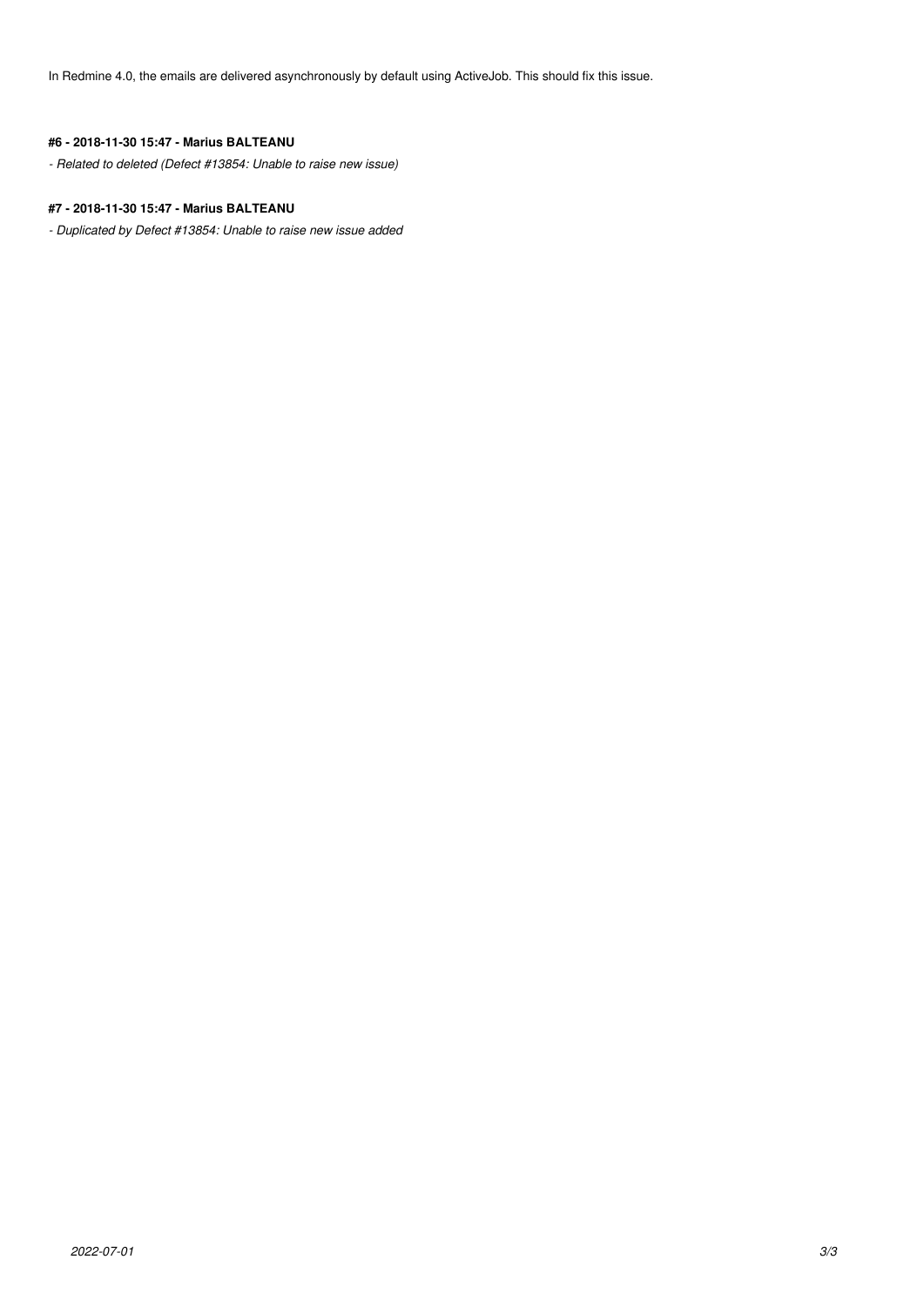In Redmine 4.0, the emails are delivered asynchronously by default using ActiveJob. This should fix this issue.

#### #6 - 2018-11-30 15:47 - Marius BALTEANU

*- Related to deleted (Defect #13854: Unable to raise new issue)*

#### #7 - 2018-11-30 15:47 - Marius BALTEANU

*- Duplicated by Defect #13854: Unable to raise new issue added*